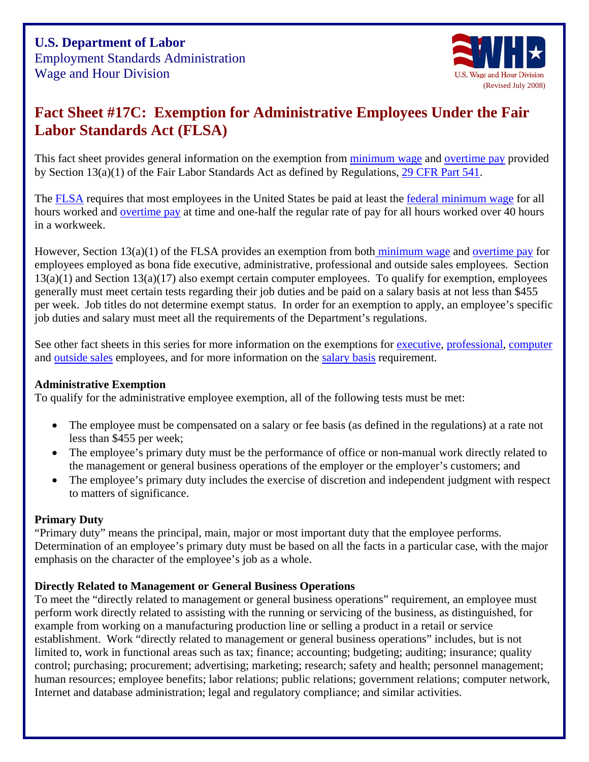**U.S. Department of Labor**
Employment Standards Administration
Wage and Hour Division

(Revised July 2008)

# Fact Sheet #17C: Exemption for Administrative Employees Under the Fair Labor Standards Act (FLSA)

This fact sheet provides general information on the exemption from minimum wage and overtime pay provided by Section 13(a)(1) of the Fair Labor Standards Act as defined by Regulations, 29 CFR Part 541.

The FLSA requires that most employees in the United States be paid at least the federal minimum wage for all hours worked and overtime pay at time and one-half the regular rate of pay for all hours worked over 40 hours in a workweek.

However, Section 13(a)(1) of the FLSA provides an exemption from both minimum wage and overtime pay for employees employed as bona fide executive, administrative, professional and outside sales employees. Section 13(a)(1) and Section 13(a)(17) also exempt certain computer employees. To qualify for exemption, employees generally must meet certain tests regarding their job duties and be paid on a salary basis at not less than $455 per week. Job titles do not determine exempt status. In order for an exemption to apply, an employee's specific job duties and salary must meet all the requirements of the Department's regulations.

See other fact sheets in this series for more information on the exemptions for executive, professional, computer and outside sales employees, and for more information on the salary basis requirement.

**Administrative Exemption**
To qualify for the administrative employee exemption, all of the following tests must be met:

- The employee must be compensated on a salary or fee basis (as defined in the regulations) at a rate not less than $455 per week;
- The employee's primary duty must be the performance of office or non-manual work directly related to the management or general business operations of the employer or the employer's customers; and
- The employee's primary duty includes the exercise of discretion and independent judgment with respect to matters of significance.

**Primary Duty**
"Primary duty" means the principal, main, major or most important duty that the employee performs. Determination of an employee's primary duty must be based on all the facts in a particular case, with the major emphasis on the character of the employee's job as a whole.

**Directly Related to Management or General Business Operations**
To meet the "directly related to management or general business operations" requirement, an employee must perform work directly related to assisting with the running or servicing of the business, as distinguished, for example from working on a manufacturing production line or selling a product in a retail or service establishment. Work "directly related to management or general business operations" includes, but is not limited to, work in functional areas such as tax; finance; accounting; budgeting; auditing; insurance; quality control; purchasing; procurement; advertising; marketing; research; safety and health; personnel management; human resources; employee benefits; labor relations; public relations; government relations; computer network, Internet and database administration; legal and regulatory compliance; and similar activities.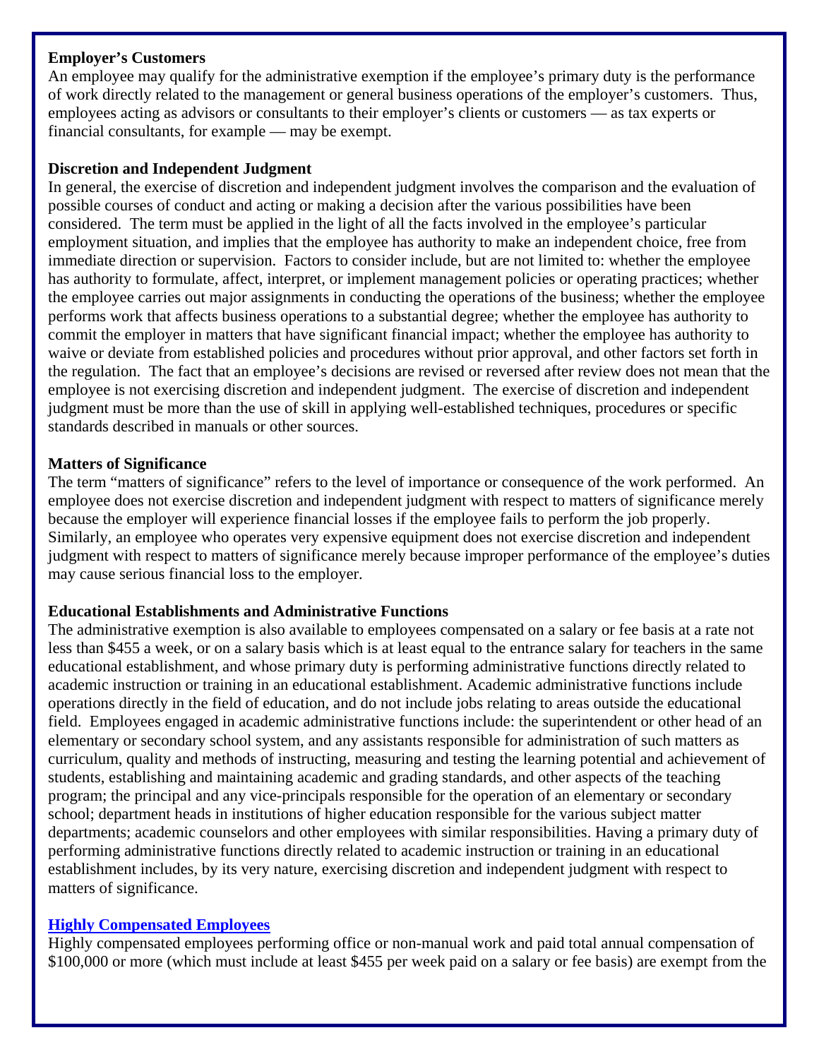**Employer's Customers**

An employee may qualify for the administrative exemption if the employee's primary duty is the performance of work directly related to the management or general business operations of the employer's customers. Thus, employees acting as advisors or consultants to their employer's clients or customers — as tax experts or financial consultants, for example — may be exempt.

**Discretion and Independent Judgment**

In general, the exercise of discretion and independent judgment involves the comparison and the evaluation of possible courses of conduct and acting or making a decision after the various possibilities have been considered. The term must be applied in the light of all the facts involved in the employee's particular employment situation, and implies that the employee has authority to make an independent choice, free from immediate direction or supervision. Factors to consider include, but are not limited to: whether the employee has authority to formulate, affect, interpret, or implement management policies or operating practices; whether the employee carries out major assignments in conducting the operations of the business; whether the employee performs work that affects business operations to a substantial degree; whether the employee has authority to commit the employer in matters that have significant financial impact; whether the employee has authority to waive or deviate from established policies and procedures without prior approval, and other factors set forth in the regulation. The fact that an employee's decisions are revised or reversed after review does not mean that the employee is not exercising discretion and independent judgment. The exercise of discretion and independent judgment must be more than the use of skill in applying well-established techniques, procedures or specific standards described in manuals or other sources.

**Matters of Significance**

The term "matters of significance" refers to the level of importance or consequence of the work performed. An employee does not exercise discretion and independent judgment with respect to matters of significance merely because the employer will experience financial losses if the employee fails to perform the job properly. Similarly, an employee who operates very expensive equipment does not exercise discretion and independent judgment with respect to matters of significance merely because improper performance of the employee's duties may cause serious financial loss to the employer.

**Educational Establishments and Administrative Functions**

The administrative exemption is also available to employees compensated on a salary or fee basis at a rate not less than $455 a week, or on a salary basis which is at least equal to the entrance salary for teachers in the same educational establishment, and whose primary duty is performing administrative functions directly related to academic instruction or training in an educational establishment. Academic administrative functions include operations directly in the field of education, and do not include jobs relating to areas outside the educational field. Employees engaged in academic administrative functions include: the superintendent or other head of an elementary or secondary school system, and any assistants responsible for administration of such matters as curriculum, quality and methods of instructing, measuring and testing the learning potential and achievement of students, establishing and maintaining academic and grading standards, and other aspects of the teaching program; the principal and any vice-principals responsible for the operation of an elementary or secondary school; department heads in institutions of higher education responsible for the various subject matter departments; academic counselors and other employees with similar responsibilities. Having a primary duty of performing administrative functions directly related to academic instruction or training in an educational establishment includes, by its very nature, exercising discretion and independent judgment with respect to matters of significance.

**Highly Compensated Employees**

Highly compensated employees performing office or non-manual work and paid total annual compensation of $100,000 or more (which must include at least $455 per week paid on a salary or fee basis) are exempt from the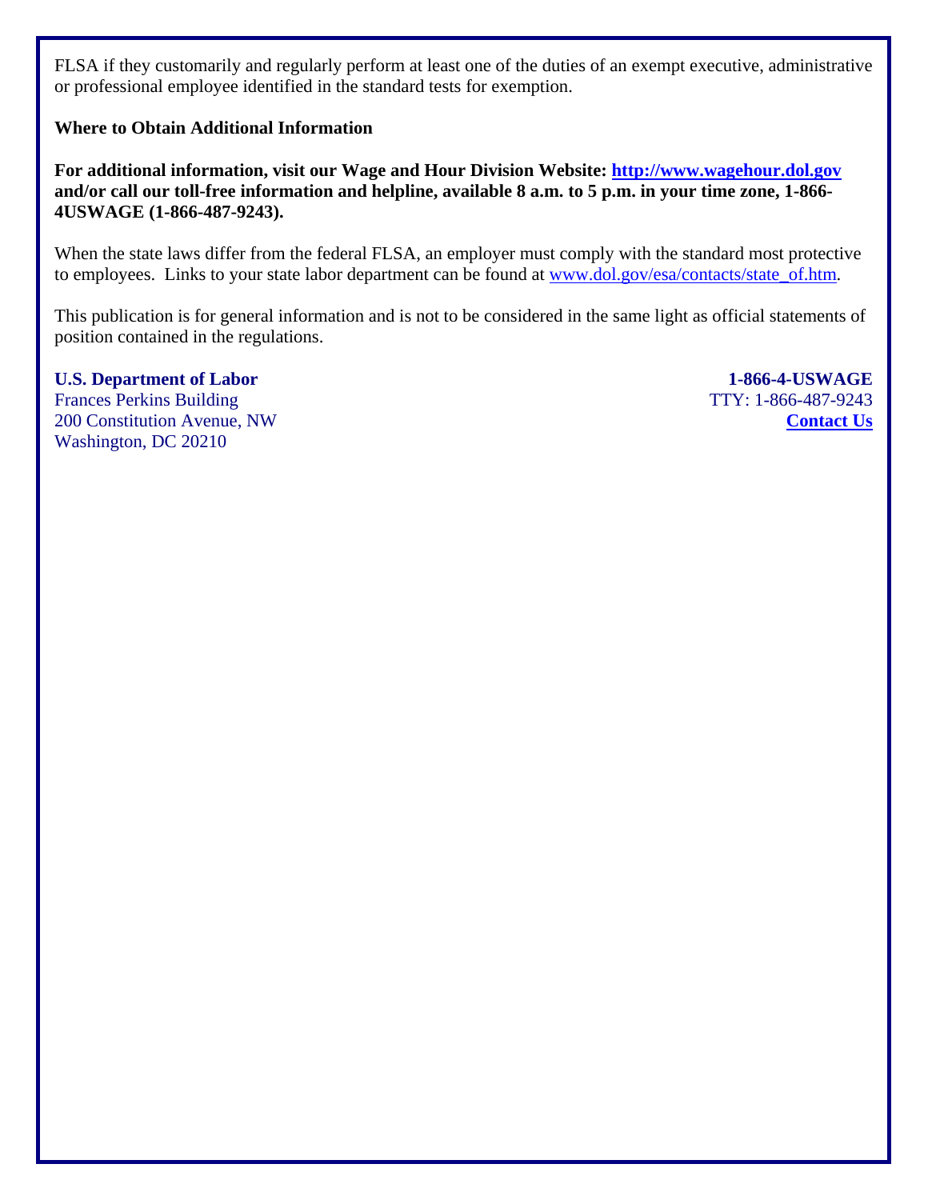FLSA if they customarily and regularly perform at least one of the duties of an exempt executive, administrative or professional employee identified in the standard tests for exemption.

**Where to Obtain Additional Information**

**For additional information, visit our Wage and Hour Division Website: [http://www.wagehour.dol.gov](http://www.wagehour.dol.gov) and/or call our toll-free information and helpline, available 8 a.m. to 5 p.m. in your time zone, 1-866-4USWAGE (1-866-487-9243).**

When the state laws differ from the federal FLSA, an employer must comply with the standard most protective to employees. Links to your state labor department can be found at [www.dol.gov/esa/contacts/state_of.htm](www.dol.gov/esa/contacts/state_of.htm).

This publication is for general information and is not to be considered in the same light as official statements of position contained in the regulations.

**U.S. Department of Labor**
Frances Perkins Building
200 Constitution Avenue, NW
Washington, DC 20210

**1-866-4-USWAGE**
TTY: 1-866-487-9243
**Contact Us**